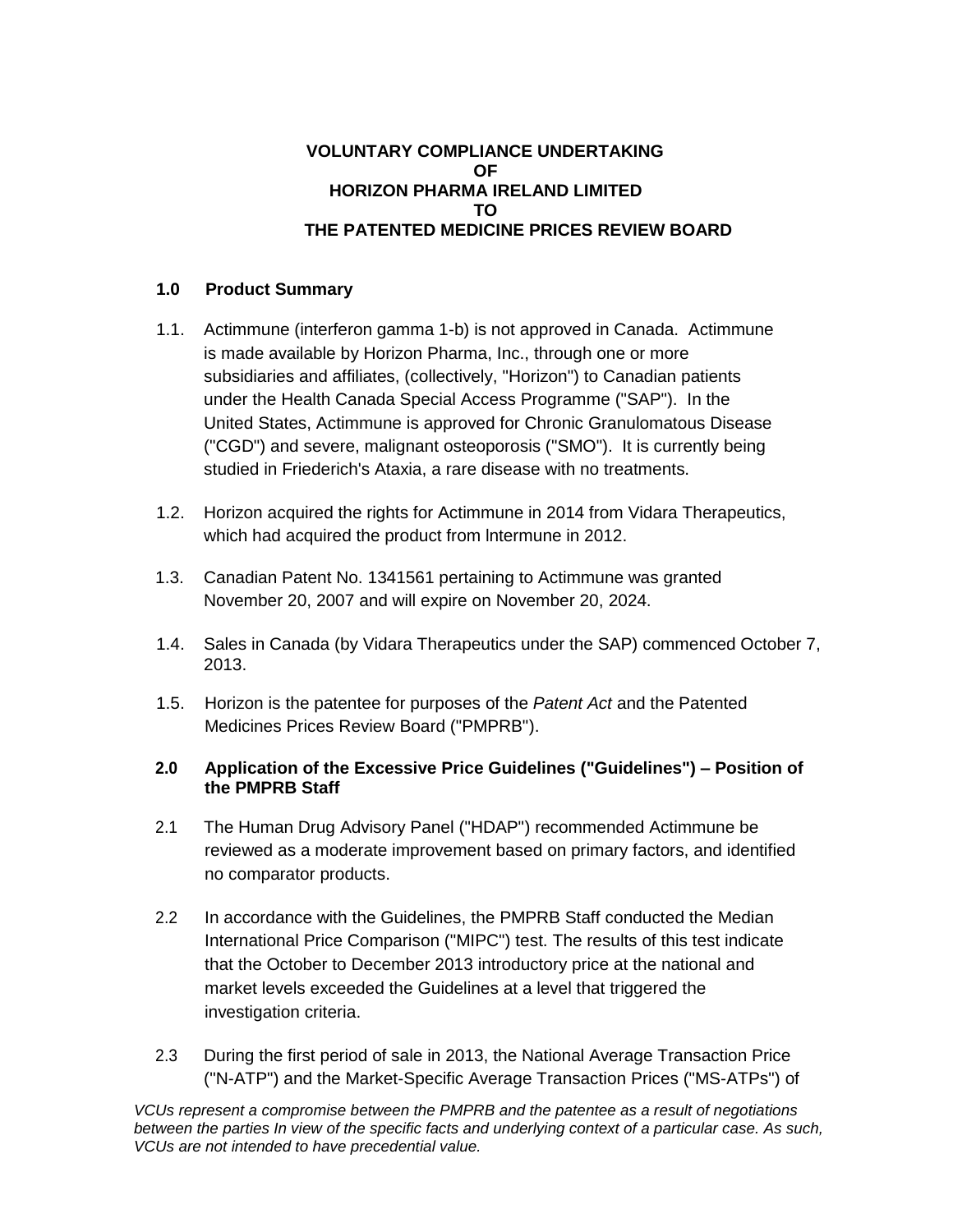# VOLUNTARY COMPLIANCE UNDERTAKING OF HORIZON PHARMA IRELAND LIMITED TO THE PATENTED MEDICINE PRICES REVIEW BOARD

## 1.0 Product Summary

1.1. Actimmune (interferon gamma 1-b) is not approved in Canada. Actimmune is made available by Horizon Pharma, Inc., through one or more subsidiaries and affiliates, (collectively, "Horizon") to Canadian patients under the Health Canada Special Access Programme ("SAP"). In the United States, Actimmune is approved for Chronic Granulomatous Disease ("CGD") and severe, malignant osteoporosis ("SMO"). It is currently being studied in Friederich's Ataxia, a rare disease with no treatments.

1.2. Horizon acquired the rights for Actimmune in 2014 from Vidara Therapeutics, which had acquired the product from lntermune in 2012.

1.3. Canadian Patent No. 1341561 pertaining to Actimmune was granted November 20, 2007 and will expire on November 20, 2024.

1.4. Sales in Canada (by Vidara Therapeutics under the SAP) commenced October 7, 2013.

1.5. Horizon is the patentee for purposes of the *Patent Act* and the Patented Medicines Prices Review Board ("PMPRB").

## 2.0 Application of the Excessive Price Guidelines ("Guidelines") – Position of the PMPRB Staff

2.1 The Human Drug Advisory Panel ("HDAP") recommended Actimmune be reviewed as a moderate improvement based on primary factors, and identified no comparator products.

2.2 In accordance with the Guidelines, the PMPRB Staff conducted the Median International Price Comparison ("MIPC") test. The results of this test indicate that the October to December 2013 introductory price at the national and market levels exceeded the Guidelines at a level that triggered the investigation criteria.

2.3 During the first period of sale in 2013, the National Average Transaction Price ("N-ATP") and the Market-Specific Average Transaction Prices ("MS-ATPs") of

*VCUs represent a compromise between the PMPRB and the patentee as a result of negotiations between the parties In view of the specific facts and underlying context of a particular case. As such, VCUs are not intended to have precedential value.*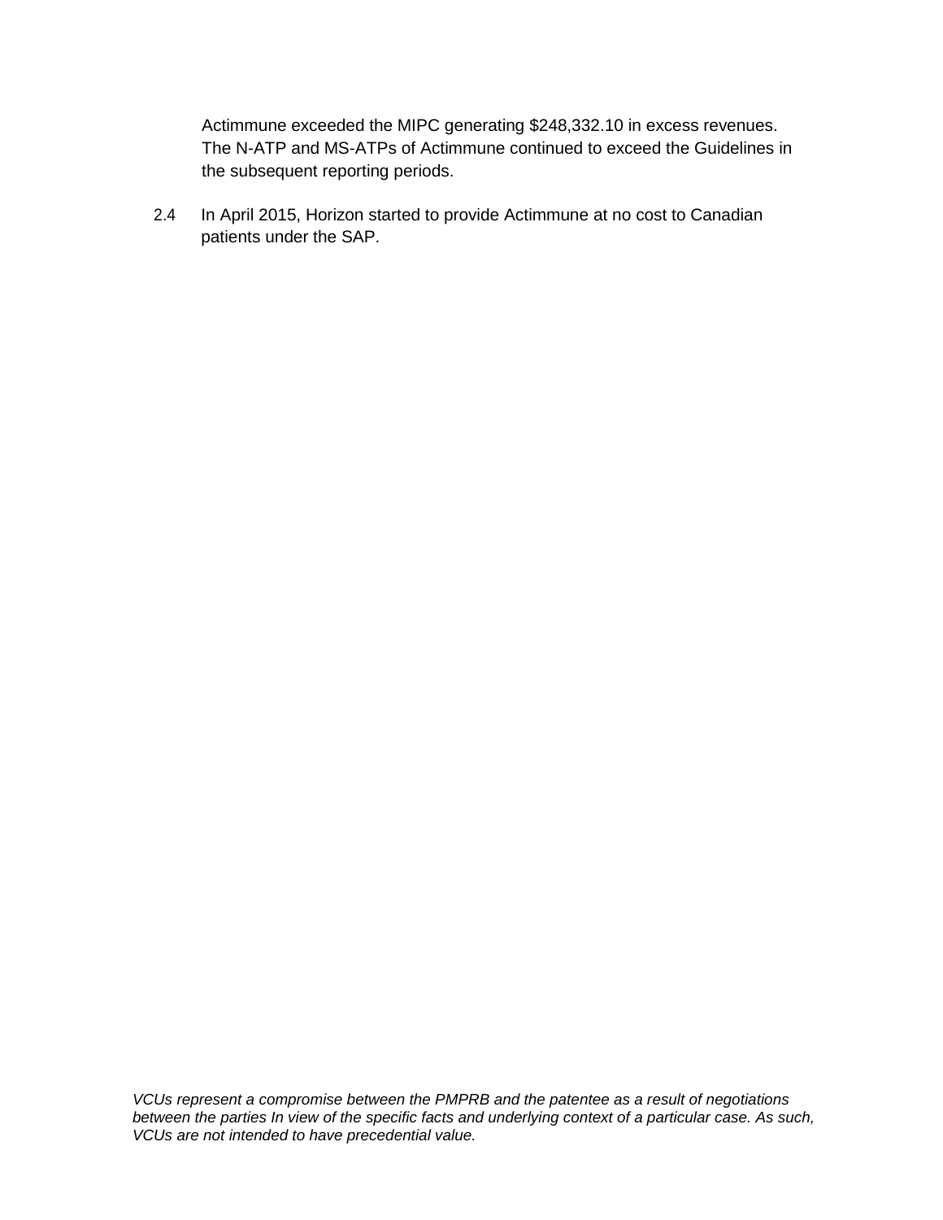Actimmune exceeded the MIPC generating $248,332.10 in excess revenues. The N-ATP and MS-ATPs of Actimmune continued to exceed the Guidelines in the subsequent reporting periods.

2.4 In April 2015, Horizon started to provide Actimmune at no cost to Canadian patients under the SAP.

*VCUs represent a compromise between the PMPRB and the patentee as a result of negotiations between the parties In view of the specific facts and underlying context of a particular case. As such, VCUs are not intended to have precedential value.*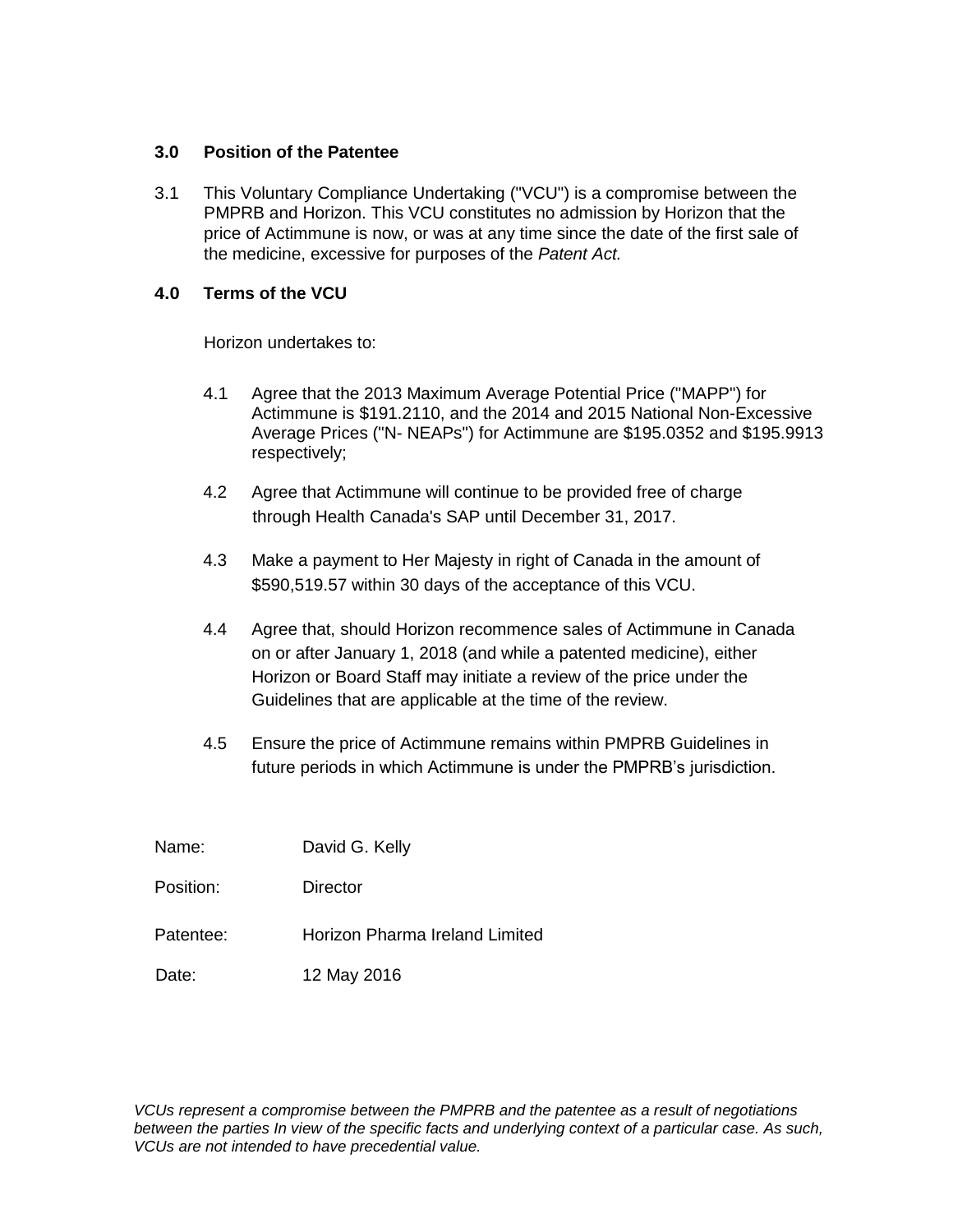## 3.0 Position of the Patentee

3.1 This Voluntary Compliance Undertaking ("VCU") is a compromise between the PMPRB and Horizon. This VCU constitutes no admission by Horizon that the price of Actimmune is now, or was at any time since the date of the first sale of the medicine, excessive for purposes of the *Patent Act.*

## 4.0 Terms of the VCU

Horizon undertakes to:

4.1 Agree that the 2013 Maximum Average Potential Price ("MAPP") for Actimmune is $191.2110, and the 2014 and 2015 National Non-Excessive Average Prices ("N- NEAPs") for Actimmune are $195.0352 and $195.9913 respectively;

4.2 Agree that Actimmune will continue to be provided free of charge through Health Canada's SAP until December 31, 2017.

4.3 Make a payment to Her Majesty in right of Canada in the amount of $590,519.57 within 30 days of the acceptance of this VCU.

4.4 Agree that, should Horizon recommence sales of Actimmune in Canada on or after January 1, 2018 (and while a patented medicine), either Horizon or Board Staff may initiate a review of the price under the Guidelines that are applicable at the time of the review.

4.5 Ensure the price of Actimmune remains within PMPRB Guidelines in future periods in which Actimmune is under the PMPRB's jurisdiction.

Name: David G. Kelly

Position: Director

Patentee: Horizon Pharma Ireland Limited

Date: 12 May 2016

*VCUs represent a compromise between the PMPRB and the patentee as a result of negotiations between the parties In view of the specific facts and underlying context of a particular case. As such, VCUs are not intended to have precedential value.*